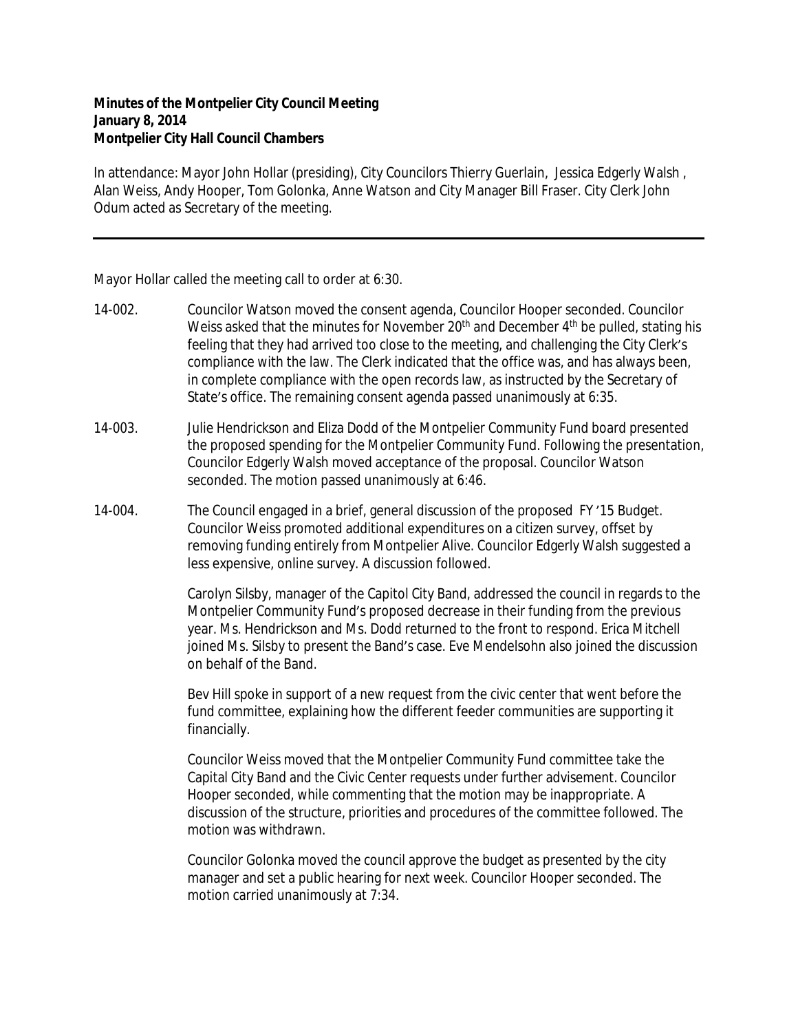**Minutes of the Montpelier City Council Meeting**
**January 8, 2014**
**Montpelier City Hall Council Chambers**

In attendance: Mayor John Hollar (presiding), City Councilors Thierry Guerlain, Jessica Edgerly Walsh , Alan Weiss, Andy Hooper, Tom Golonka, Anne Watson and City Manager Bill Fraser. City Clerk John Odum acted as Secretary of the meeting.

---

Mayor Hollar called the meeting call to order at 6:30.

14-002. Councilor Watson moved the consent agenda, Councilor Hooper seconded. Councilor Weiss asked that the minutes for November 20th and December 4th be pulled, stating his feeling that they had arrived too close to the meeting, and challenging the City Clerk's compliance with the law. The Clerk indicated that the office was, and has always been, in complete compliance with the open records law, as instructed by the Secretary of State's office. The remaining consent agenda passed unanimously at 6:35.

14-003. Julie Hendrickson and Eliza Dodd of the Montpelier Community Fund board presented the proposed spending for the Montpelier Community Fund. Following the presentation, Councilor Edgerly Walsh moved acceptance of the proposal. Councilor Watson seconded. The motion passed unanimously at 6:46.

14-004. The Council engaged in a brief, general discussion of the proposed FY '15 Budget. Councilor Weiss promoted additional expenditures on a citizen survey, offset by removing funding entirely from Montpelier Alive. Councilor Edgerly Walsh suggested a less expensive, online survey. A discussion followed.

Carolyn Silsby, manager of the Capitol City Band, addressed the council in regards to the Montpelier Community Fund's proposed decrease in their funding from the previous year. Ms. Hendrickson and Ms. Dodd returned to the front to respond. Erica Mitchell joined Ms. Silsby to present the Band's case. Eve Mendelsohn also joined the discussion on behalf of the Band.

Bev Hill spoke in support of a new request from the civic center that went before the fund committee, explaining how the different feeder communities are supporting it financially.

Councilor Weiss moved that the Montpelier Community Fund committee take the Capital City Band and the Civic Center requests under further advisement. Councilor Hooper seconded, while commenting that the motion may be inappropriate. A discussion of the structure, priorities and procedures of the committee followed. The motion was withdrawn.

Councilor Golonka moved the council approve the budget as presented by the city manager and set a public hearing for next week. Councilor Hooper seconded. The motion carried unanimously at 7:34.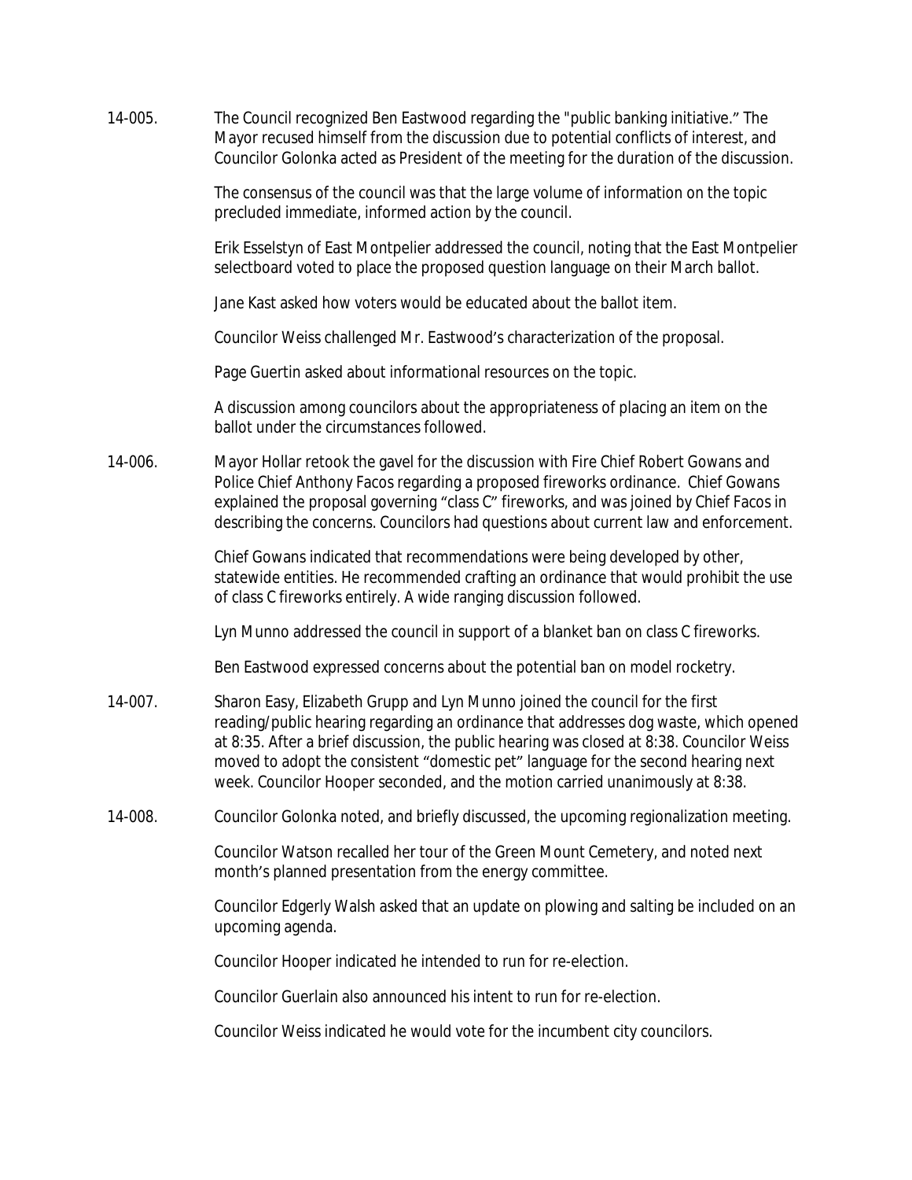14-005. The Council recognized Ben Eastwood regarding the "public banking initiative." The Mayor recused himself from the discussion due to potential conflicts of interest, and Councilor Golonka acted as President of the meeting for the duration of the discussion.

The consensus of the council was that the large volume of information on the topic precluded immediate, informed action by the council.

Erik Esselstyn of East Montpelier addressed the council, noting that the East Montpelier selectboard voted to place the proposed question language on their March ballot.

Jane Kast asked how voters would be educated about the ballot item.

Councilor Weiss challenged Mr. Eastwood's characterization of the proposal.

Page Guertin asked about informational resources on the topic.

A discussion among councilors about the appropriateness of placing an item on the ballot under the circumstances followed.

14-006. Mayor Hollar retook the gavel for the discussion with Fire Chief Robert Gowans and Police Chief Anthony Facos regarding a proposed fireworks ordinance. Chief Gowans explained the proposal governing "class C" fireworks, and was joined by Chief Facos in describing the concerns. Councilors had questions about current law and enforcement.

Chief Gowans indicated that recommendations were being developed by other, statewide entities. He recommended crafting an ordinance that would prohibit the use of class C fireworks entirely. A wide ranging discussion followed.

Lyn Munno addressed the council in support of a blanket ban on class C fireworks.

Ben Eastwood expressed concerns about the potential ban on model rocketry.

14-007. Sharon Easy, Elizabeth Grupp and Lyn Munno joined the council for the first reading/public hearing regarding an ordinance that addresses dog waste, which opened at 8:35. After a brief discussion, the public hearing was closed at 8:38. Councilor Weiss moved to adopt the consistent "domestic pet" language for the second hearing next week. Councilor Hooper seconded, and the motion carried unanimously at 8:38.

14-008. Councilor Golonka noted, and briefly discussed, the upcoming regionalization meeting.

Councilor Watson recalled her tour of the Green Mount Cemetery, and noted next month's planned presentation from the energy committee.

Councilor Edgerly Walsh asked that an update on plowing and salting be included on an upcoming agenda.

Councilor Hooper indicated he intended to run for re-election.

Councilor Guerlain also announced his intent to run for re-election.

Councilor Weiss indicated he would vote for the incumbent city councilors.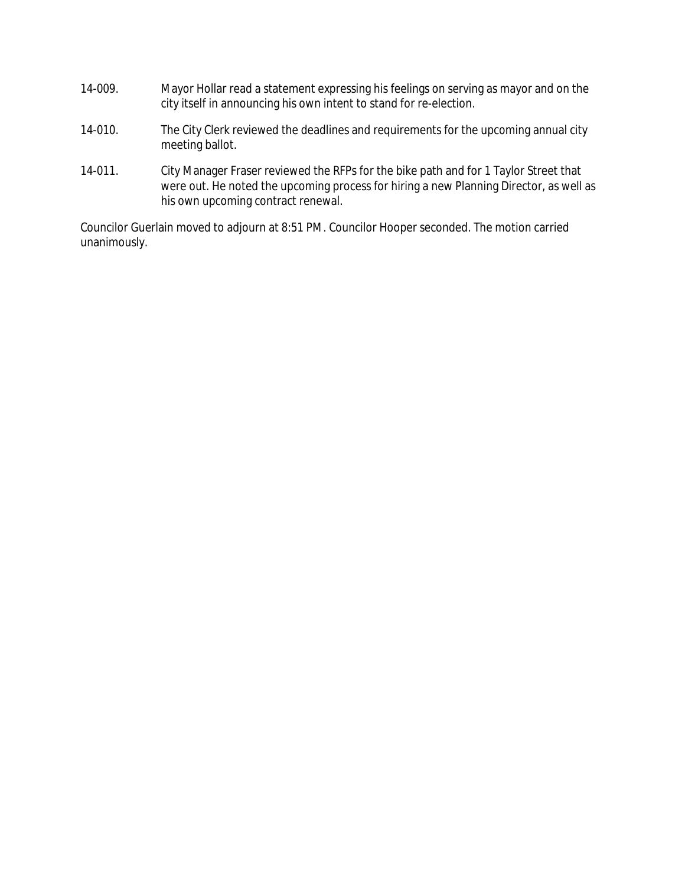14-009. Mayor Hollar read a statement expressing his feelings on serving as mayor and on the city itself in announcing his own intent to stand for re-election.

14-010. The City Clerk reviewed the deadlines and requirements for the upcoming annual city meeting ballot.

14-011. City Manager Fraser reviewed the RFPs for the bike path and for 1 Taylor Street that were out. He noted the upcoming process for hiring a new Planning Director, as well as his own upcoming contract renewal.

Councilor Guerlain moved to adjourn at 8:51 PM. Councilor Hooper seconded. The motion carried unanimously.